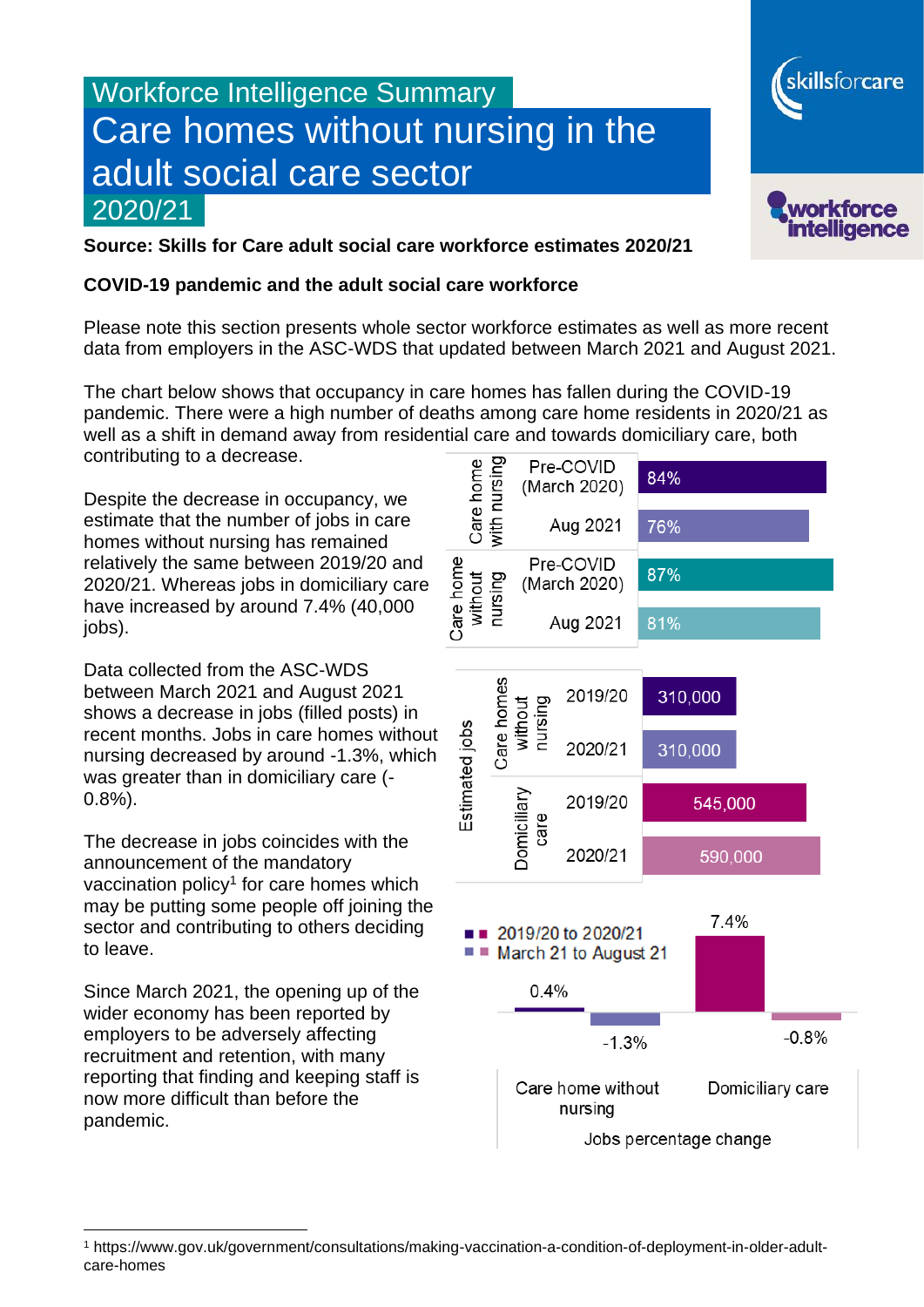# Workforce Intelligence Summary

# Care homes without nursing in the adult social care sector

## 2020/21

**Source: Skills for Care adult social care workforce estimates 2020/21**

**COVID-19 pandemic and the adult social care workforce**

Please note this section presents whole sector workforce estimates as well as more recent data from employers in the ASC-WDS that updated between March 2021 and August 2021.

The chart below shows that occupancy in care homes has fallen during the COVID-19 pandemic. There were a high number of deaths among care home residents in 2020/21 as well as a shift in demand away from residential care and towards domiciliary care, both contributing to a decrease.

Despite the decrease in occupancy, we estimate that the number of jobs in care homes without nursing has remained relatively the same between 2019/20 and 2020/21. Whereas jobs in domiciliary care have increased by around 7.4% (40,000 jobs).

Data collected from the ASC-WDS between March 2021 and August 2021 shows a decrease in jobs (filled posts) in recent months. Jobs in care homes without nursing decreased by around -1.3%, which was greater than in domiciliary care (-0.8%).

The decrease in jobs coincides with the announcement of the mandatory vaccination policy[1] for care homes which may be putting some people off joining the sector and contributing to others deciding to leave.

Since March 2021, the opening up of the wider economy has been reported by employers to be adversely affecting recruitment and retention, with many reporting that finding and keeping staff is now more difficult than before the pandemic.

| | | Occupancy |
|---|---|---|
| Care home with nursing | Pre-COVID (March 2020) | 84% |
| | Aug 2021 | 76% |
| Care home without nursing | Pre-COVID (March 2020) | 87% |
| | Aug 2021 | 81% |

| Estimated jobs | | |
|---|---|---|
| Care homes without nursing | 2019/20 | 310,000 |
| | 2020/21 | 310,000 |
| Domiciliary care | 2019/20 | 545,000 |
| | 2020/21 | 590,000 |

| Jobs percentage change | Care home without nursing | Domiciliary care |
|---|---|---|
| 2019/20 to 2020/21 | 0.4% | 7.4% |
| March 21 to August 21 | -1.3% | -0.8% |

[1] https://www.gov.uk/government/consultations/making-vaccination-a-condition-of-deployment-in-older-adult-care-homes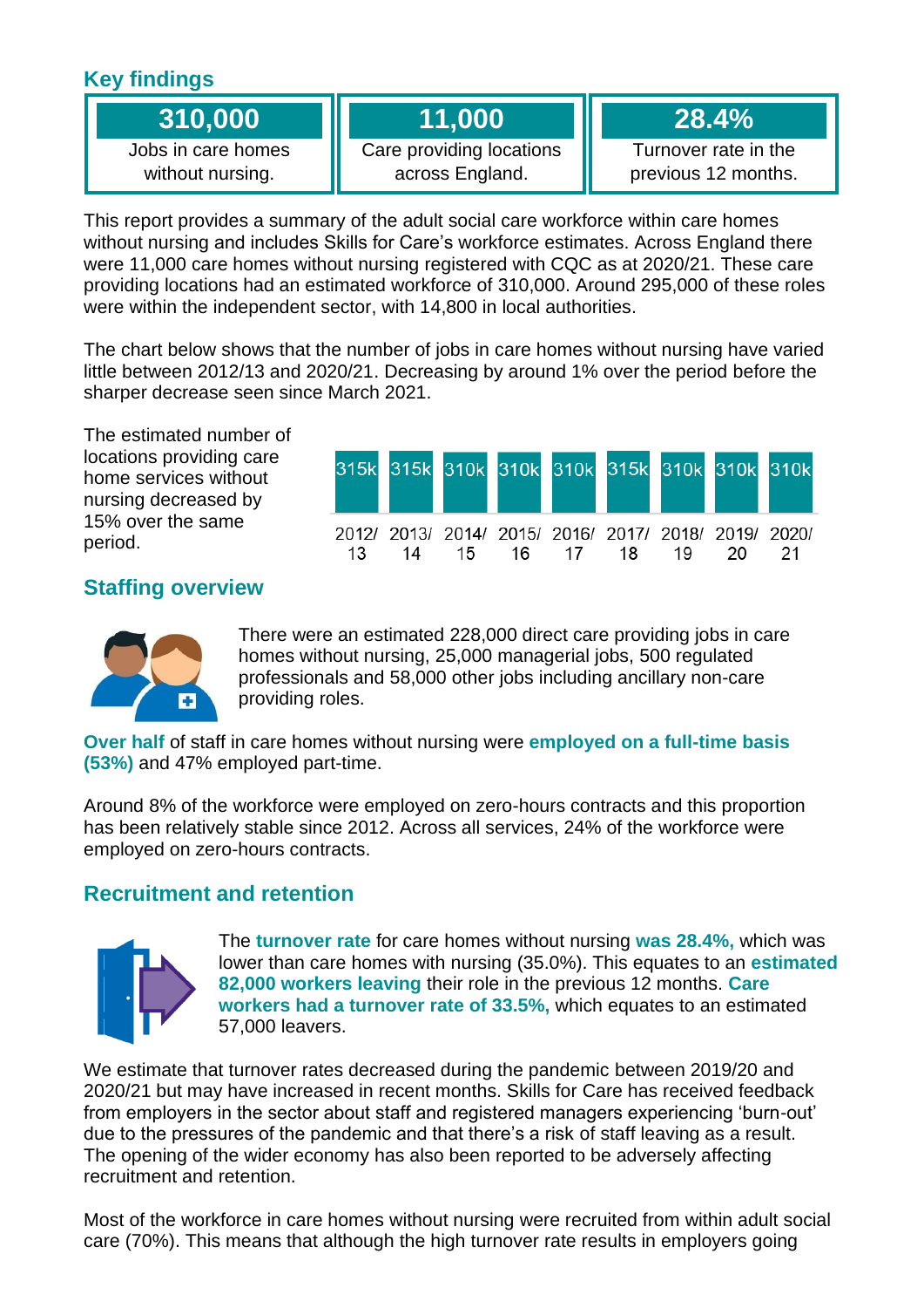## Key findings

| 310,000 | 11,000 | 28.4% |
|---|---|---|
| Jobs in care homes without nursing. | Care providing locations across England. | Turnover rate in the previous 12 months. |

This report provides a summary of the adult social care workforce within care homes without nursing and includes Skills for Care's workforce estimates. Across England there were 11,000 care homes without nursing registered with CQC as at 2020/21. These care providing locations had an estimated workforce of 310,000. Around 295,000 of these roles were within the independent sector, with 14,800 in local authorities.

The chart below shows that the number of jobs in care homes without nursing have varied little between 2012/13 and 2020/21. Decreasing by around 1% over the period before the sharper decrease seen since March 2021.

The estimated number of locations providing care home services without nursing decreased by 15% over the same period.

| 2012/13 | 2013/14 | 2014/15 | 2015/16 | 2016/17 | 2017/18 | 2018/19 | 2019/20 | 2020/21 |
|---|---|---|---|---|---|---|---|---|
| 315k | 315k | 310k | 310k | 310k | 315k | 310k | 310k | 310k |

## Staffing overview

There were an estimated 228,000 direct care providing jobs in care homes without nursing, 25,000 managerial jobs, 500 regulated professionals and 58,000 other jobs including ancillary non-care providing roles.

**Over half** of staff in care homes without nursing were **employed on a full-time basis (53%)** and 47% employed part-time.

Around 8% of the workforce were employed on zero-hours contracts and this proportion has been relatively stable since 2012. Across all services, 24% of the workforce were employed on zero-hours contracts.

## Recruitment and retention

The **turnover rate** for care homes without nursing **was 28.4%,** which was lower than care homes with nursing (35.0%). This equates to an **estimated 82,000 workers leaving** their role in the previous 12 months. **Care workers had a turnover rate of 33.5%,** which equates to an estimated 57,000 leavers.

We estimate that turnover rates decreased during the pandemic between 2019/20 and 2020/21 but may have increased in recent months. Skills for Care has received feedback from employers in the sector about staff and registered managers experiencing 'burn-out' due to the pressures of the pandemic and that there's a risk of staff leaving as a result. The opening of the wider economy has also been reported to be adversely affecting recruitment and retention.

Most of the workforce in care homes without nursing were recruited from within adult social care (70%). This means that although the high turnover rate results in employers going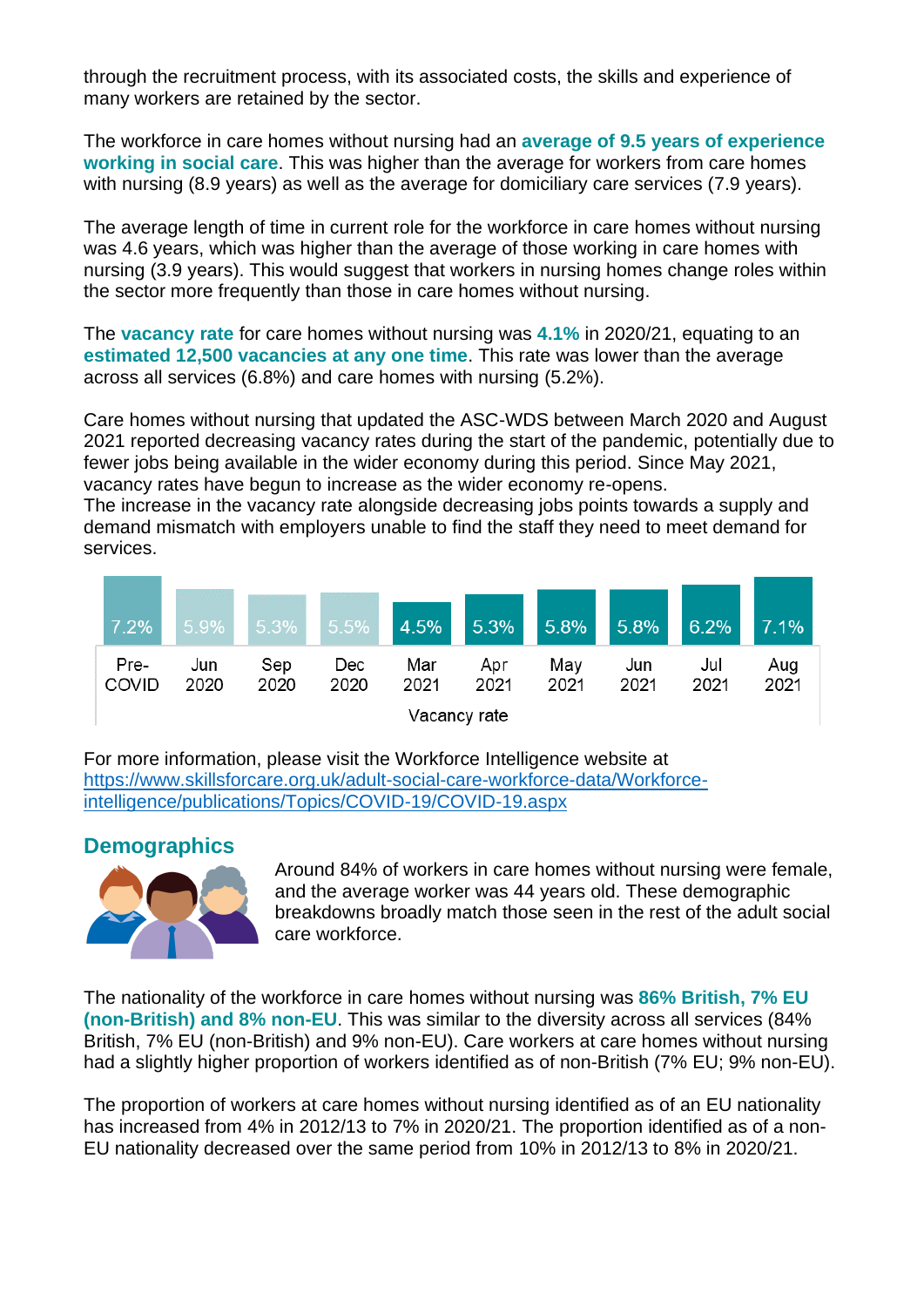through the recruitment process, with its associated costs, the skills and experience of many workers are retained by the sector.

The workforce in care homes without nursing had an **average of 9.5 years of experience working in social care**. This was higher than the average for workers from care homes with nursing (8.9 years) as well as the average for domiciliary care services (7.9 years).

The average length of time in current role for the workforce in care homes without nursing was 4.6 years, which was higher than the average of those working in care homes with nursing (3.9 years). This would suggest that workers in nursing homes change roles within the sector more frequently than those in care homes without nursing.

The **vacancy rate** for care homes without nursing was **4.1%** in 2020/21, equating to an **estimated 12,500 vacancies at any one time**. This rate was lower than the average across all services (6.8%) and care homes with nursing (5.2%).

Care homes without nursing that updated the ASC-WDS between March 2020 and August 2021 reported decreasing vacancy rates during the start of the pandemic, potentially due to fewer jobs being available in the wider economy during this period. Since May 2021, vacancy rates have begun to increase as the wider economy re-opens.
The increase in the vacancy rate alongside decreasing jobs points towards a supply and demand mismatch with employers unable to find the staff they need to meet demand for services.

| Pre-COVID | Jun 2020 | Sep 2020 | Dec 2020 | Mar 2021 | Apr 2021 | May 2021 | Jun 2021 | Jul 2021 | Aug 2021 |
|---|---|---|---|---|---|---|---|---|---|
| 7.2% | 5.9% | 5.3% | 5.5% | 4.5% | 5.3% | 5.8% | 5.8% | 6.2% | 7.1% |

Vacancy rate

For more information, please visit the Workforce Intelligence website at https://www.skillsforcare.org.uk/adult-social-care-workforce-data/Workforce-intelligence/publications/Topics/COVID-19/COVID-19.aspx

## Demographics

Around 84% of workers in care homes without nursing were female, and the average worker was 44 years old. These demographic breakdowns broadly match those seen in the rest of the adult social care workforce.

The nationality of the workforce in care homes without nursing was **86% British, 7% EU (non-British) and 8% non-EU**. This was similar to the diversity across all services (84% British, 7% EU (non-British) and 9% non-EU). Care workers at care homes without nursing had a slightly higher proportion of workers identified as of non-British (7% EU; 9% non-EU).

The proportion of workers at care homes without nursing identified as of an EU nationality has increased from 4% in 2012/13 to 7% in 2020/21. The proportion identified as of a non-EU nationality decreased over the same period from 10% in 2012/13 to 8% in 2020/21.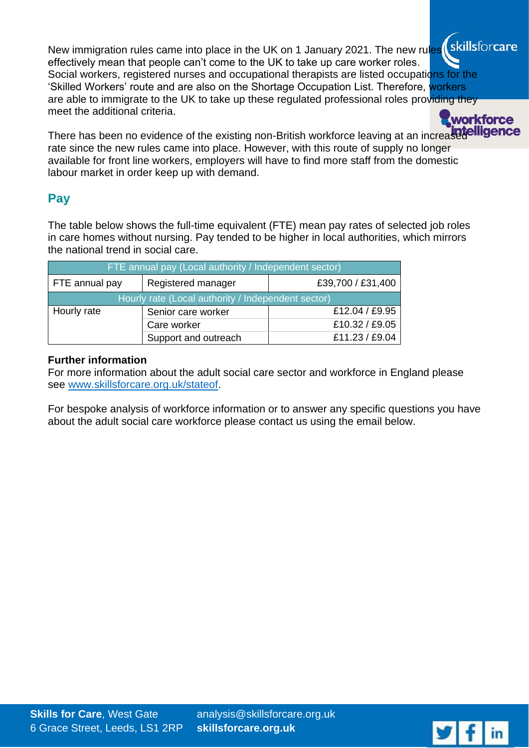New immigration rules came into place in the UK on 1 January 2021. The new rules effectively mean that people can't come to the UK to take up care worker roles. Social workers, registered nurses and occupational therapists are listed occupations for the 'Skilled Workers' route and are also on the Shortage Occupation List. Therefore, workers are able to immigrate to the UK to take up these regulated professional roles providing they meet the additional criteria.

There has been no evidence of the existing non-British workforce leaving at an increased rate since the new rules came into place. However, with this route of supply no longer available for front line workers, employers will have to find more staff from the domestic labour market in order keep up with demand.

## Pay

The table below shows the full-time equivalent (FTE) mean pay rates of selected job roles in care homes without nursing. Pay tended to be higher in local authorities, which mirrors the national trend in social care.

| FTE annual pay (Local authority / Independent sector) | | |
|---|---|---|
| FTE annual pay | Registered manager | £39,700 / £31,400 |
| Hourly rate (Local authority / Independent sector) | | |
| Hourly rate | Senior care worker | £12.04 / £9.95 |
| | Care worker | £10.32 / £9.05 |
| | Support and outreach | £11.23 / £9.04 |

**Further information**
For more information about the adult social care sector and workforce in England please see www.skillsforcare.org.uk/stateof.

For bespoke analysis of workforce information or to answer any specific questions you have about the adult social care workforce please contact us using the email below.

**Skills for Care**, West Gate
6 Grace Street, Leeds, LS1 2RP

analysis@skillsforcare.org.uk
**skillsforcare.org.uk**